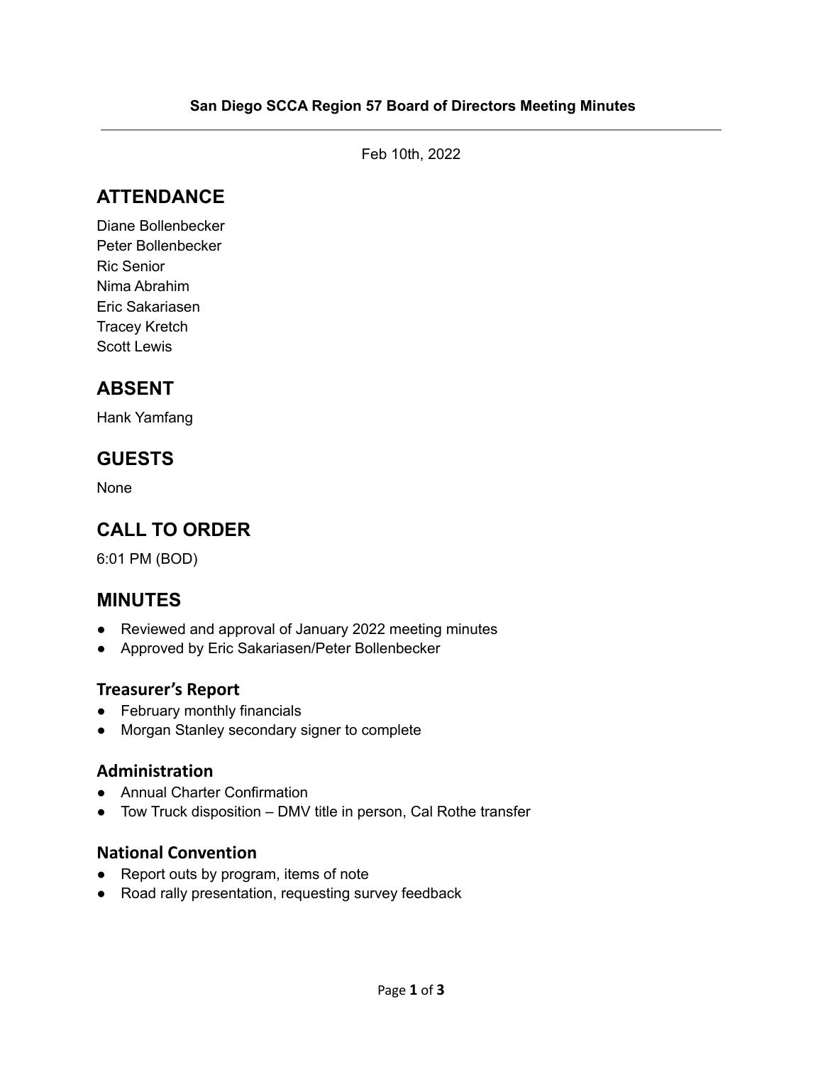**San Diego SCCA Region 57 Board of Directors Meeting Minutes**

---

Feb 10th, 2022

## ATTENDANCE

Diane Bollenbecker
Peter Bollenbecker
Ric Senior
Nima Abrahim
Eric Sakariasen
Tracey Kretch
Scott Lewis

## ABSENT

Hank Yamfang

## GUESTS

None

## CALL TO ORDER

6:01 PM (BOD)

## MINUTES

- Reviewed and approval of January 2022 meeting minutes
- Approved by Eric Sakariasen/Peter Bollenbecker

### Treasurer's Report

- February monthly financials
- Morgan Stanley secondary signer to complete

### Administration

- Annual Charter Confirmation
- Tow Truck disposition – DMV title in person, Cal Rothe transfer

### National Convention

- Report outs by program, items of note
- Road rally presentation, requesting survey feedback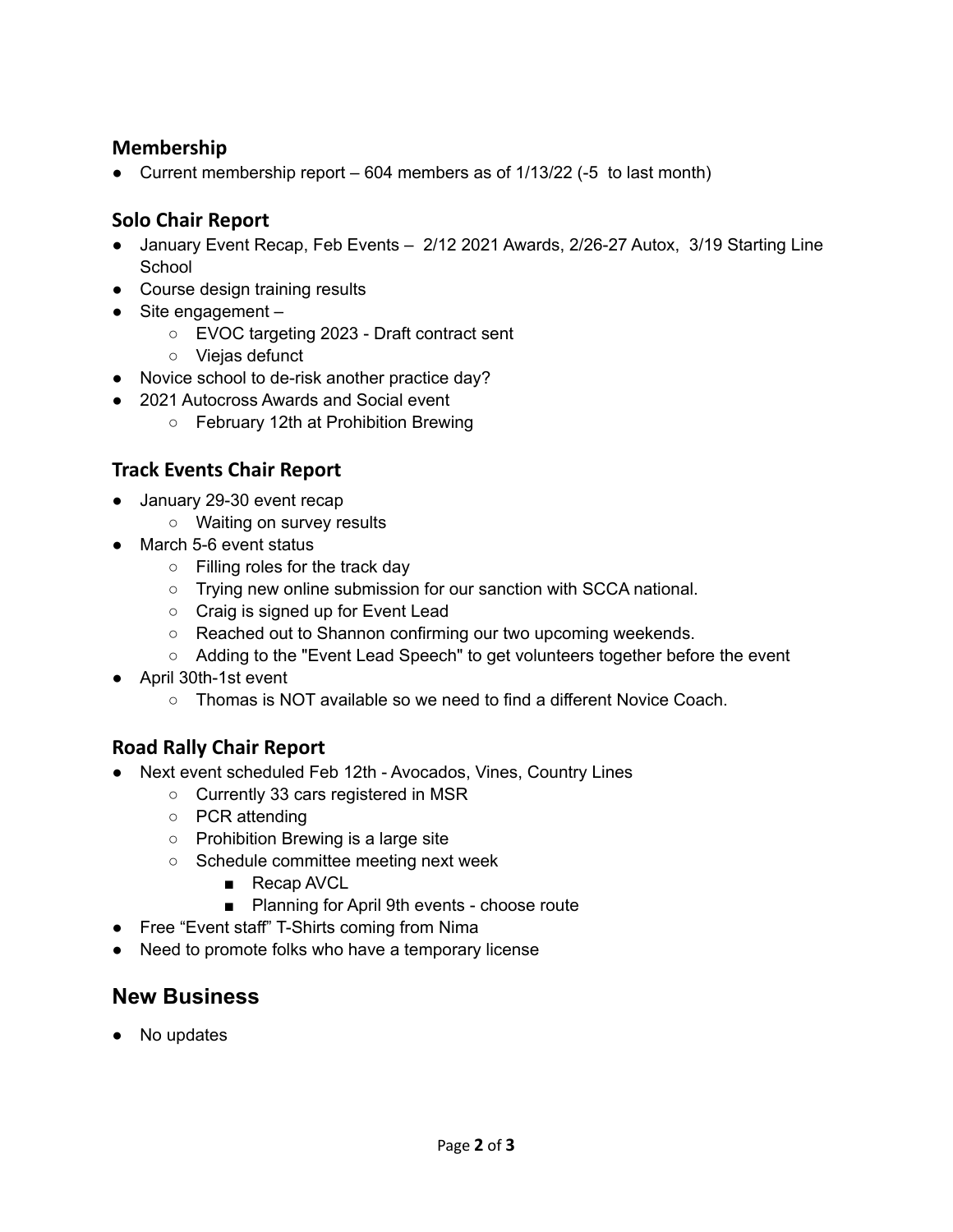### Membership

- Current membership report – 604 members as of 1/13/22 (-5 to last month)

### Solo Chair Report

- January Event Recap, Feb Events – 2/12 2021 Awards, 2/26-27 Autox, 3/19 Starting Line School
- Course design training results
- Site engagement –
  - EVOC targeting 2023 - Draft contract sent
  - Viejas defunct
- Novice school to de-risk another practice day?
- 2021 Autocross Awards and Social event
  - February 12th at Prohibition Brewing

### Track Events Chair Report

- January 29-30 event recap
  - Waiting on survey results
- March 5-6 event status
  - Filling roles for the track day
  - Trying new online submission for our sanction with SCCA national.
  - Craig is signed up for Event Lead
  - Reached out to Shannon confirming our two upcoming weekends.
  - Adding to the "Event Lead Speech" to get volunteers together before the event
- April 30th-1st event
  - Thomas is NOT available so we need to find a different Novice Coach.

### Road Rally Chair Report

- Next event scheduled Feb 12th - Avocados, Vines, Country Lines
  - Currently 33 cars registered in MSR
  - PCR attending
  - Prohibition Brewing is a large site
  - Schedule committee meeting next week
    - Recap AVCL
    - Planning for April 9th events - choose route
- Free "Event staff" T-Shirts coming from Nima
- Need to promote folks who have a temporary license

## New Business

- No updates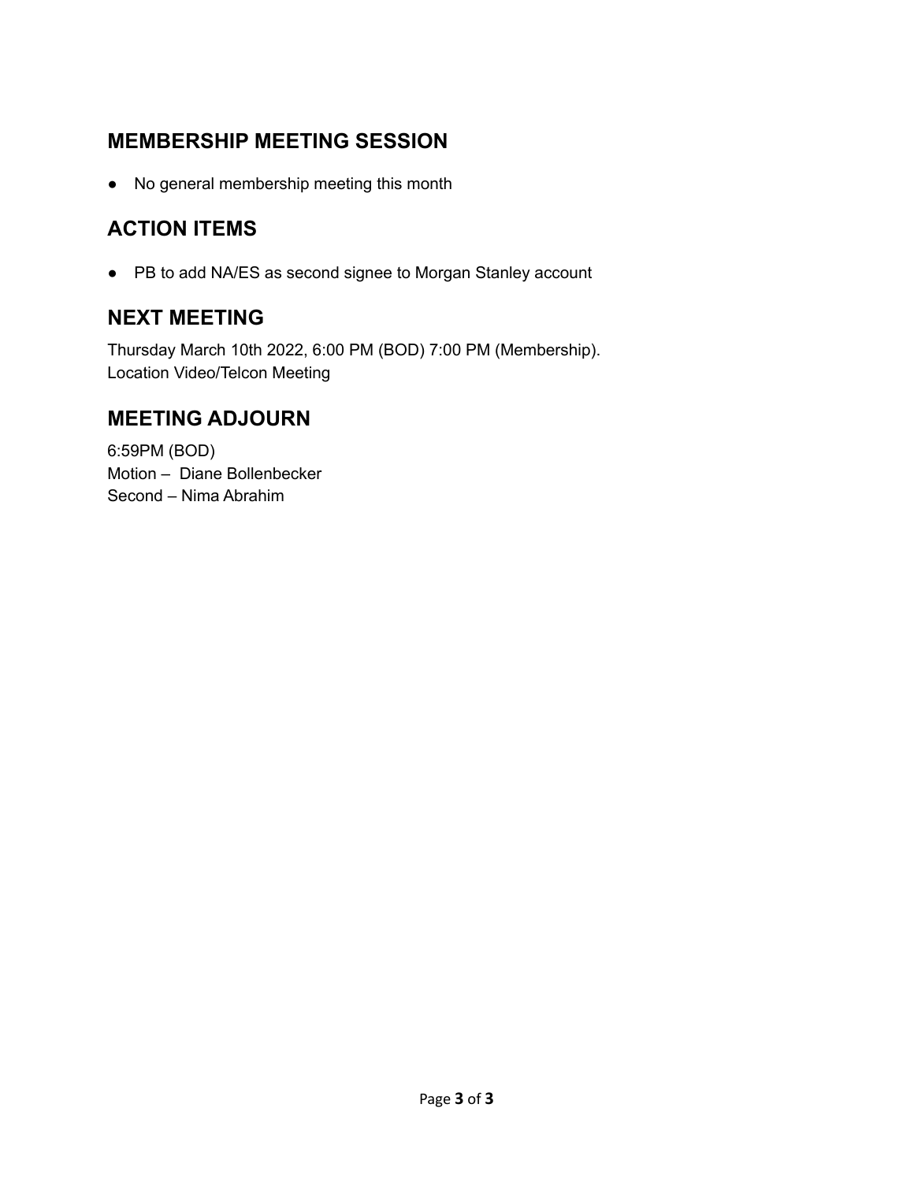## MEMBERSHIP MEETING SESSION

- No general membership meeting this month

## ACTION ITEMS

- PB to add NA/ES as second signee to Morgan Stanley account

## NEXT MEETING

Thursday March 10th 2022, 6:00 PM (BOD) 7:00 PM (Membership).
Location Video/Telcon Meeting

## MEETING ADJOURN

6:59PM (BOD)
Motion – Diane Bollenbecker
Second – Nima Abrahim